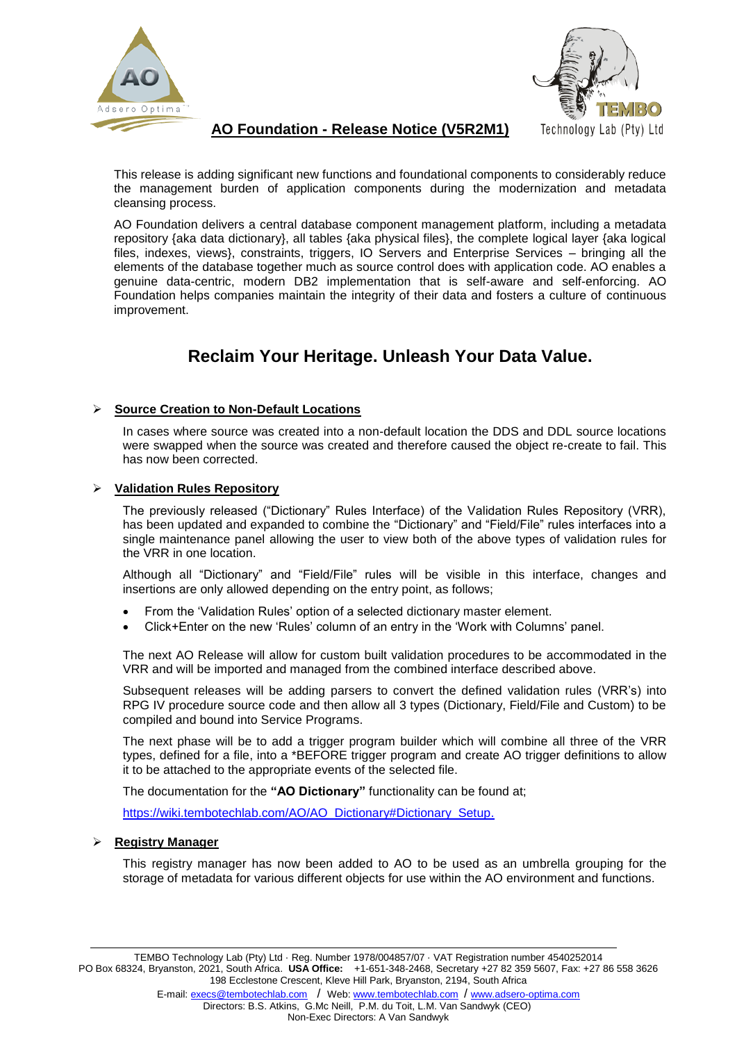# AO Foundation - Release Notice (V5R2M1)

This release is adding significant new functions and foundational components to considerably reduce the management burden of application components during the modernization and metadata cleansing process.

AO Foundation delivers a central database component management platform, including a metadata repository {aka data dictionary}, all tables {aka physical files}, the complete logical layer {aka logical files, indexes, views}, constraints, triggers, IO Servers and Enterprise Services – bringing all the elements of the database together much as source control does with application code. AO enables a genuine data-centric, modern DB2 implementation that is self-aware and self-enforcing. AO Foundation helps companies maintain the integrity of their data and fosters a culture of continuous improvement.

## Reclaim Your Heritage. Unleash Your Data Value.

- **Source Creation to Non-Default Locations**

  In cases where source was created into a non-default location the DDS and DDL source locations were swapped when the source was created and therefore caused the object re-create to fail. This has now been corrected.

- **Validation Rules Repository**

  The previously released ("Dictionary" Rules Interface) of the Validation Rules Repository (VRR), has been updated and expanded to combine the "Dictionary" and "Field/File" rules interfaces into a single maintenance panel allowing the user to view both of the above types of validation rules for the VRR in one location.

  Although all "Dictionary" and "Field/File" rules will be visible in this interface, changes and insertions are only allowed depending on the entry point, as follows;

  - From the 'Validation Rules' option of a selected dictionary master element.
  - Click+Enter on the new 'Rules' column of an entry in the 'Work with Columns' panel.

  The next AO Release will allow for custom built validation procedures to be accommodated in the VRR and will be imported and managed from the combined interface described above.

  Subsequent releases will be adding parsers to convert the defined validation rules (VRR's) into RPG IV procedure source code and then allow all 3 types (Dictionary, Field/File and Custom) to be compiled and bound into Service Programs.

  The next phase will be to add a trigger program builder which will combine all three of the VRR types, defined for a file, into a *BEFORE trigger program and create AO trigger definitions to allow it to be attached to the appropriate events of the selected file.

  The documentation for the **"AO Dictionary"** functionality can be found at;

  https://wiki.tembotechlab.com/AO/AO_Dictionary#Dictionary_Setup.

- **Registry Manager**

  This registry manager has now been added to AO to be used as an umbrella grouping for the storage of metadata for various different objects for use within the AO environment and functions.

TEMBO Technology Lab (Pty) Ltd · Reg. Number 1978/004857/07 · VAT Registration number 4540252014
PO Box 68324, Bryanston, 2021, South Africa. **USA Office:** +1-651-348-2468, Secretary +27 82 359 5607, Fax: +27 86 558 3626
198 Ecclestone Crescent, Kleve Hill Park, Bryanston, 2194, South Africa
E-mail: execs@tembotechlab.com / Web: www.tembotechlab.com / www.adsero-optima.com
Directors: B.S. Atkins, G.Mc Neill, P.M. du Toit, L.M. Van Sandwyk (CEO)
Non-Exec Directors: A Van Sandwyk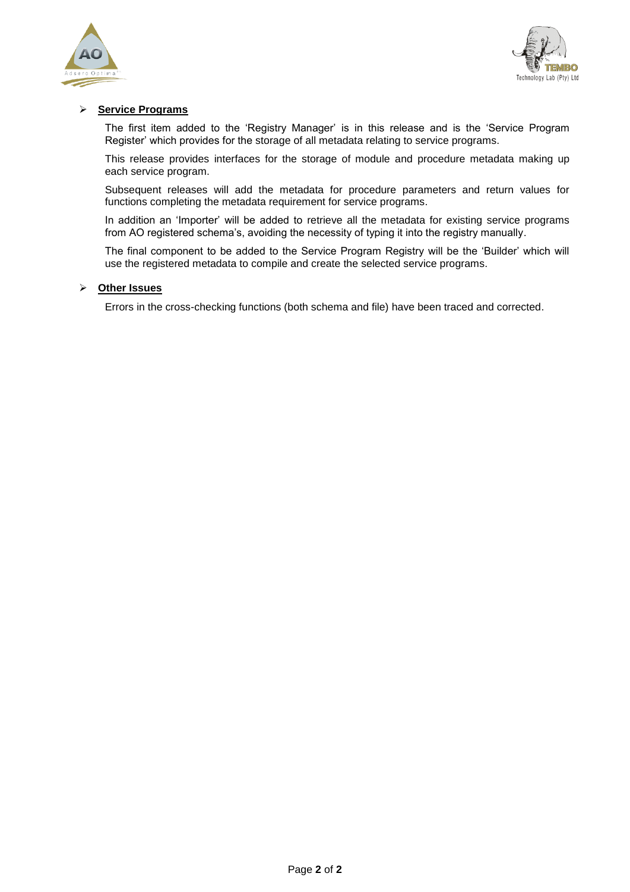- **Service Programs**

  The first item added to the 'Registry Manager' is in this release and is the 'Service Program Register' which provides for the storage of all metadata relating to service programs.

  This release provides interfaces for the storage of module and procedure metadata making up each service program.

  Subsequent releases will add the metadata for procedure parameters and return values for functions completing the metadata requirement for service programs.

  In addition an 'Importer' will be added to retrieve all the metadata for existing service programs from AO registered schema's, avoiding the necessity of typing it into the registry manually.

  The final component to be added to the Service Program Registry will be the 'Builder' which will use the registered metadata to compile and create the selected service programs.

- **Other Issues**

  Errors in the cross-checking functions (both schema and file) have been traced and corrected.